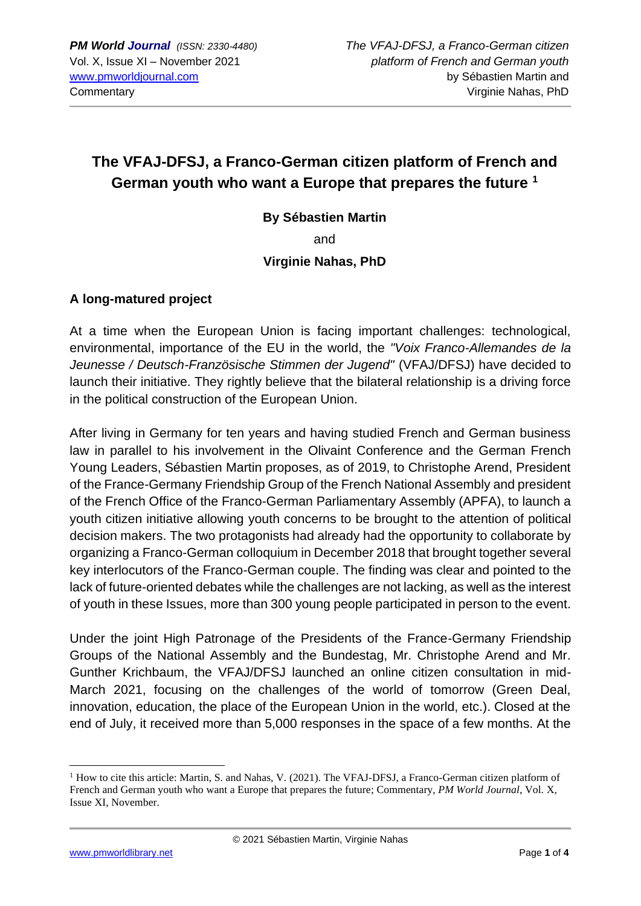# The VFAJ-DFSJ, a Franco-German citizen platform of French and German youth who want a Europe that prepares the future [1]

**By Sébastien Martin**

and

**Virginie Nahas, PhD**

## A long-matured project

At a time when the European Union is facing important challenges: technological, environmental, importance of the EU in the world, the *"Voix Franco-Allemandes de la Jeunesse / Deutsch-Französische Stimmen der Jugend"* (VFAJ/DFSJ) have decided to launch their initiative. They rightly believe that the bilateral relationship is a driving force in the political construction of the European Union.

After living in Germany for ten years and having studied French and German business law in parallel to his involvement in the Olivaint Conference and the German French Young Leaders, Sébastien Martin proposes, as of 2019, to Christophe Arend, President of the France-Germany Friendship Group of the French National Assembly and president of the French Office of the Franco-German Parliamentary Assembly (APFA), to launch a youth citizen initiative allowing youth concerns to be brought to the attention of political decision makers. The two protagonists had already had the opportunity to collaborate by organizing a Franco-German colloquium in December 2018 that brought together several key interlocutors of the Franco-German couple. The finding was clear and pointed to the lack of future-oriented debates while the challenges are not lacking, as well as the interest of youth in these Issues, more than 300 young people participated in person to the event.

Under the joint High Patronage of the Presidents of the France-Germany Friendship Groups of the National Assembly and the Bundestag, Mr. Christophe Arend and Mr. Gunther Krichbaum, the VFAJ/DFSJ launched an online citizen consultation in mid-March 2021, focusing on the challenges of the world of tomorrow (Green Deal, innovation, education, the place of the European Union in the world, etc.). Closed at the end of July, it received more than 5,000 responses in the space of a few months. At the

[1] How to cite this article: Martin, S. and Nahas, V. (2021). The VFAJ-DFSJ, a Franco-German citizen platform of French and German youth who want a Europe that prepares the future; Commentary, *PM World Journal*, Vol. X, Issue XI, November.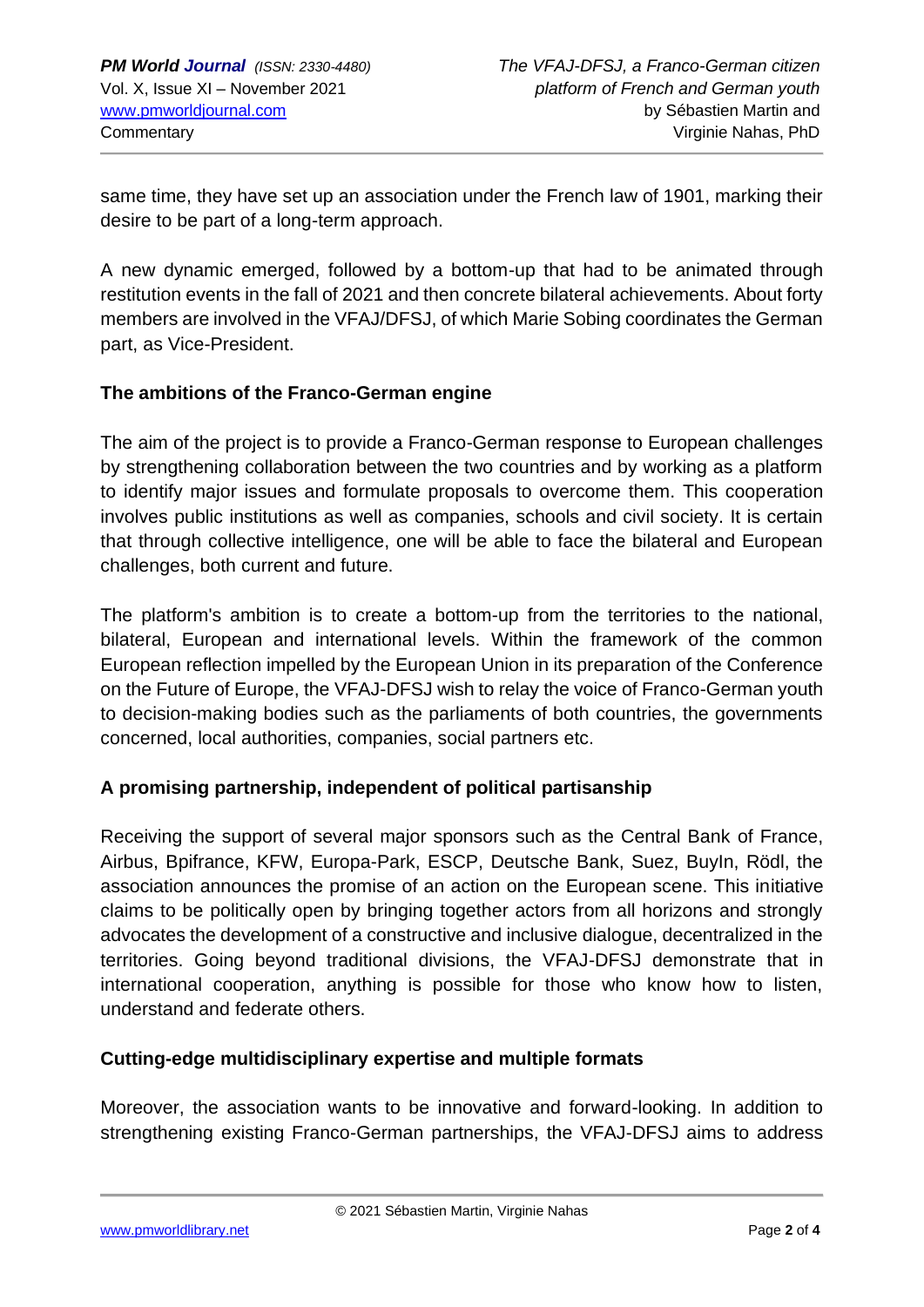same time, they have set up an association under the French law of 1901, marking their desire to be part of a long-term approach.

A new dynamic emerged, followed by a bottom-up that had to be animated through restitution events in the fall of 2021 and then concrete bilateral achievements. About forty members are involved in the VFAJ/DFSJ, of which Marie Sobing coordinates the German part, as Vice-President.

**The ambitions of the Franco-German engine**

The aim of the project is to provide a Franco-German response to European challenges by strengthening collaboration between the two countries and by working as a platform to identify major issues and formulate proposals to overcome them. This cooperation involves public institutions as well as companies, schools and civil society. It is certain that through collective intelligence, one will be able to face the bilateral and European challenges, both current and future.

The platform's ambition is to create a bottom-up from the territories to the national, bilateral, European and international levels. Within the framework of the common European reflection impelled by the European Union in its preparation of the Conference on the Future of Europe, the VFAJ-DFSJ wish to relay the voice of Franco-German youth to decision-making bodies such as the parliaments of both countries, the governments concerned, local authorities, companies, social partners etc.

**A promising partnership, independent of political partisanship**

Receiving the support of several major sponsors such as the Central Bank of France, Airbus, Bpifrance, KFW, Europa-Park, ESCP, Deutsche Bank, Suez, BuyIn, Rödl, the association announces the promise of an action on the European scene. This initiative claims to be politically open by bringing together actors from all horizons and strongly advocates the development of a constructive and inclusive dialogue, decentralized in the territories. Going beyond traditional divisions, the VFAJ-DFSJ demonstrate that in international cooperation, anything is possible for those who know how to listen, understand and federate others.

**Cutting-edge multidisciplinary expertise and multiple formats**

Moreover, the association wants to be innovative and forward-looking. In addition to strengthening existing Franco-German partnerships, the VFAJ-DFSJ aims to address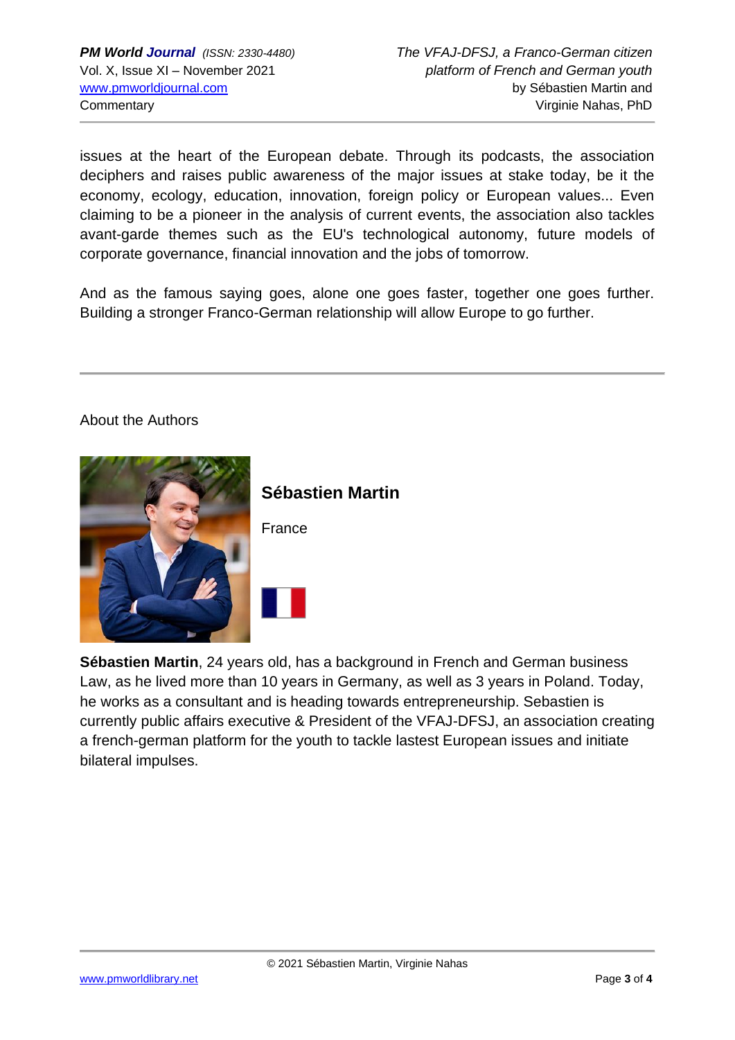issues at the heart of the European debate. Through its podcasts, the association deciphers and raises public awareness of the major issues at stake today, be it the economy, ecology, education, innovation, foreign policy or European values... Even claiming to be a pioneer in the analysis of current events, the association also tackles avant-garde themes such as the EU's technological autonomy, future models of corporate governance, financial innovation and the jobs of tomorrow.

And as the famous saying goes, alone one goes faster, together one goes further. Building a stronger Franco-German relationship will allow Europe to go further.

---

About the Authors

**Sébastien Martin**

France

**Sébastien Martin**, 24 years old, has a background in French and German business Law, as he lived more than 10 years in Germany, as well as 3 years in Poland. Today, he works as a consultant and is heading towards entrepreneurship. Sebastien is currently public affairs executive & President of the VFAJ-DFSJ, an association creating a french-german platform for the youth to tackle lastest European issues and initiate bilateral impulses.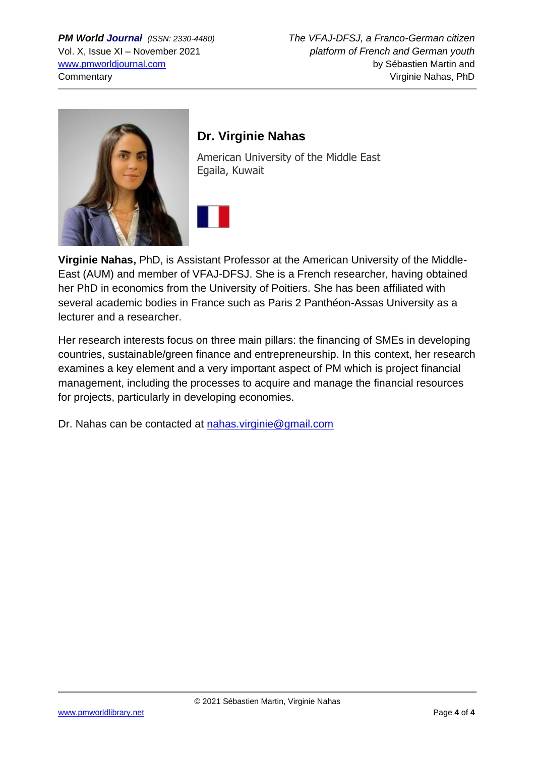## Dr. Virginie Nahas

American University of the Middle East
Egaila, Kuwait

**Virginie Nahas,** PhD, is Assistant Professor at the American University of the Middle-East (AUM) and member of VFAJ-DFSJ. She is a French researcher, having obtained her PhD in economics from the University of Poitiers. She has been affiliated with several academic bodies in France such as Paris 2 Panthéon-Assas University as a lecturer and a researcher.

Her research interests focus on three main pillars: the financing of SMEs in developing countries, sustainable/green finance and entrepreneurship. In this context, her research examines a key element and a very important aspect of PM which is project financial management, including the processes to acquire and manage the financial resources for projects, particularly in developing economies.

Dr. Nahas can be contacted at [nahas.virginie@gmail.com](mailto:nahas.virginie@gmail.com)